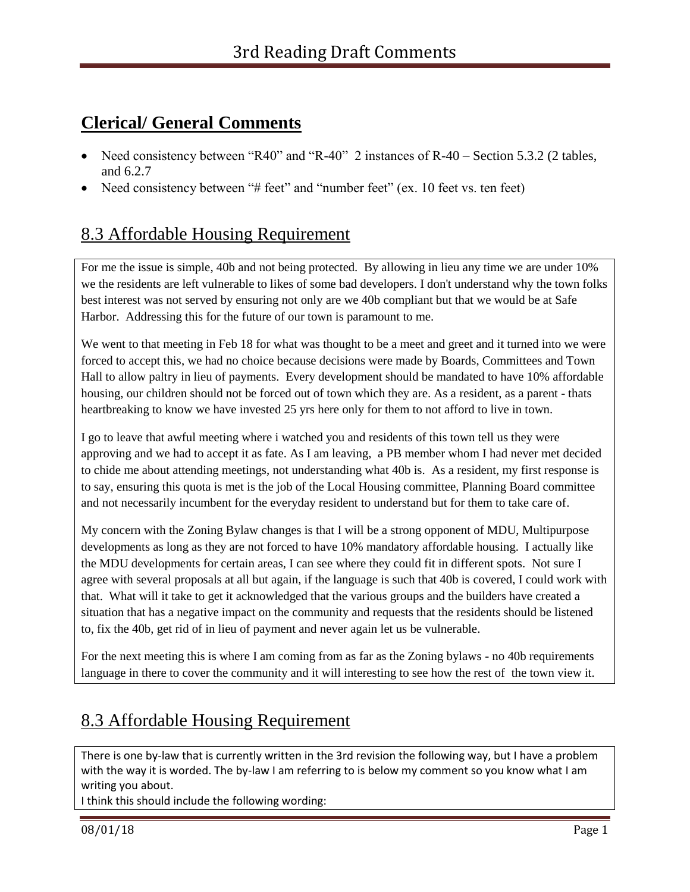# 3rd Reading Draft Comments

## **Clerical/ General Comments**

- Need consistency between "R40" and "R-40" 2 instances of R-40 – Section 5.3.2 (2 tables, and 6.2.7
- Need consistency between "# feet" and "number feet" (ex. 10 feet vs. ten feet)

## 8.3 Affordable Housing Requirement

For me the issue is simple, 40b and not being protected. By allowing in lieu any time we are under 10% we the residents are left vulnerable to likes of some bad developers. I don't understand why the town folks best interest was not served by ensuring not only are we 40b compliant but that we would be at Safe Harbor. Addressing this for the future of our town is paramount to me.

We went to that meeting in Feb 18 for what was thought to be a meet and greet and it turned into we were forced to accept this, we had no choice because decisions were made by Boards, Committees and Town Hall to allow paltry in lieu of payments. Every development should be mandated to have 10% affordable housing, our children should not be forced out of town which they are. As a resident, as a parent - thats heartbreaking to know we have invested 25 yrs here only for them to not afford to live in town.

I go to leave that awful meeting where i watched you and residents of this town tell us they were approving and we had to accept it as fate. As I am leaving, a PB member whom I had never met decided to chide me about attending meetings, not understanding what 40b is. As a resident, my first response is to say, ensuring this quota is met is the job of the Local Housing committee, Planning Board committee and not necessarily incumbent for the everyday resident to understand but for them to take care of.

My concern with the Zoning Bylaw changes is that I will be a strong opponent of MDU, Multipurpose developments as long as they are not forced to have 10% mandatory affordable housing. I actually like the MDU developments for certain areas, I can see where they could fit in different spots. Not sure I agree with several proposals at all but again, if the language is such that 40b is covered, I could work with that. What will it take to get it acknowledged that the various groups and the builders have created a situation that has a negative impact on the community and requests that the residents should be listened to, fix the 40b, get rid of in lieu of payment and never again let us be vulnerable.

For the next meeting this is where I am coming from as far as the Zoning bylaws - no 40b requirements language in there to cover the community and it will interesting to see how the rest of the town view it.

## 8.3 Affordable Housing Requirement

There is one by-law that is currently written in the 3rd revision the following way, but I have a problem with the way it is worded. The by-law I am referring to is below my comment so you know what I am writing you about.

I think this should include the following wording: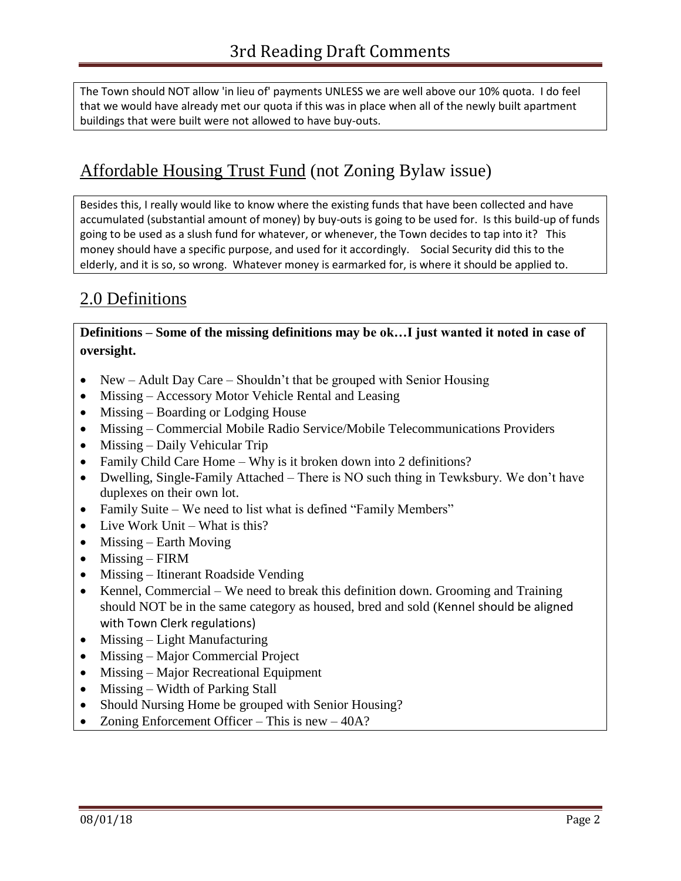The Town should NOT allow 'in lieu of' payments UNLESS we are well above our 10% quota. I do feel that we would have already met our quota if this was in place when all of the newly built apartment buildings that were built were not allowed to have buy-outs.

## Affordable Housing Trust Fund (not Zoning Bylaw issue)

Besides this, I really would like to know where the existing funds that have been collected and have accumulated (substantial amount of money) by buy-outs is going to be used for. Is this build-up of funds going to be used as a slush fund for whatever, or whenever, the Town decides to tap into it? This money should have a specific purpose, and used for it accordingly. Social Security did this to the elderly, and it is so, so wrong. Whatever money is earmarked for, is where it should be applied to.

## 2.0 Definitions

**Definitions – Some of the missing definitions may be ok…I just wanted it noted in case of oversight.**

- New – Adult Day Care – Shouldn't that be grouped with Senior Housing
- Missing – Accessory Motor Vehicle Rental and Leasing
- Missing – Boarding or Lodging House
- Missing – Commercial Mobile Radio Service/Mobile Telecommunications Providers
- Missing – Daily Vehicular Trip
- Family Child Care Home – Why is it broken down into 2 definitions?
- Dwelling, Single-Family Attached – There is NO such thing in Tewksbury. We don't have duplexes on their own lot.
- Family Suite – We need to list what is defined "Family Members"
- Live Work Unit – What is this?
- Missing – Earth Moving
- Missing – FIRM
- Missing – Itinerant Roadside Vending
- Kennel, Commercial – We need to break this definition down. Grooming and Training should NOT be in the same category as housed, bred and sold (Kennel should be aligned with Town Clerk regulations)
- Missing – Light Manufacturing
- Missing – Major Commercial Project
- Missing – Major Recreational Equipment
- Missing – Width of Parking Stall
- Should Nursing Home be grouped with Senior Housing?
- Zoning Enforcement Officer – This is new – 40A?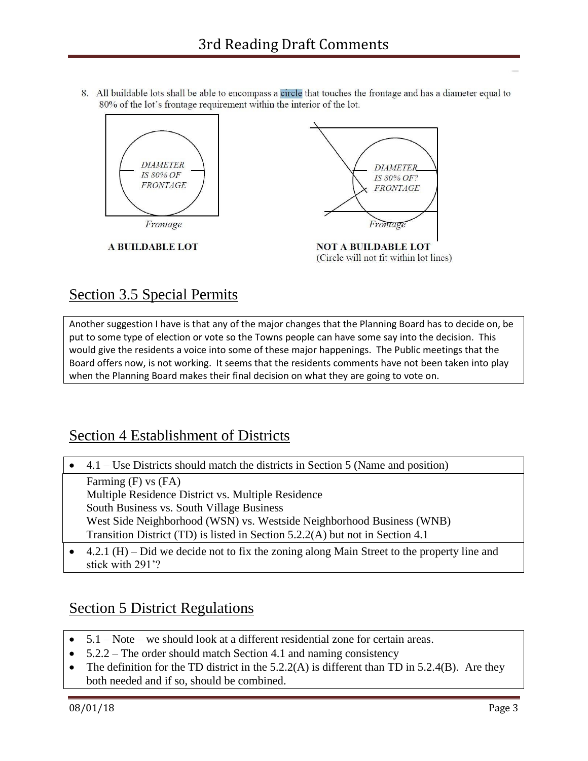8. All buildable lots shall be able to encompass a circle that touches the frontage and has a diameter equal to 80% of the lot's frontage requirement within the interior of the lot.

DIAMETER IS 80% OF FRONTAGE

Frontage

**A BUILDABLE LOT**

DIAMETER IS 80% OF? FRONTAGE

Frontage

**NOT A BUILDABLE LOT**
(Circle will not fit within lot lines)

## Section 3.5 Special Permits

Another suggestion I have is that any of the major changes that the Planning Board has to decide on, be put to some type of election or vote so the Towns people can have some say into the decision. This would give the residents a voice into some of these major happenings. The Public meetings that the Board offers now, is not working. It seems that the residents comments have not been taken into play when the Planning Board makes their final decision on what they are going to vote on.

## Section 4 Establishment of Districts

- 4.1 – Use Districts should match the districts in Section 5 (Name and position)

  Farming (F) vs (FA)
  Multiple Residence District vs. Multiple Residence
  South Business vs. South Village Business
  West Side Neighborhood (WSN) vs. Westside Neighborhood Business (WNB)
  Transition District (TD) is listed in Section 5.2.2(A) but not in Section 4.1

- 4.2.1 (H) – Did we decide not to fix the zoning along Main Street to the property line and stick with 291'?

## Section 5 District Regulations

- 5.1 – Note – we should look at a different residential zone for certain areas.
- 5.2.2 – The order should match Section 4.1 and naming consistency
- The definition for the TD district in the 5.2.2(A) is different than TD in 5.2.4(B). Are they both needed and if so, should be combined.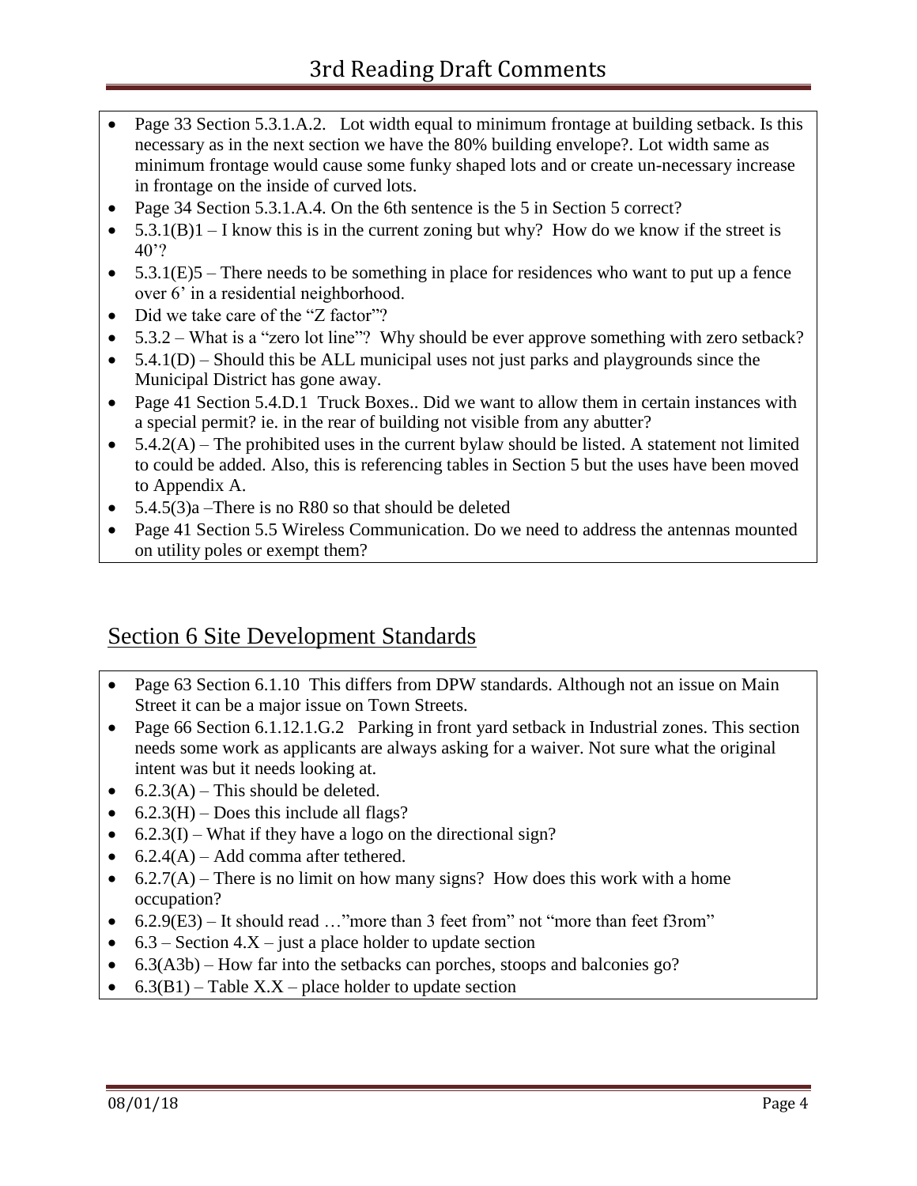- Page 33 Section 5.3.1.A.2. Lot width equal to minimum frontage at building setback. Is this necessary as in the next section we have the 80% building envelope?. Lot width same as minimum frontage would cause some funky shaped lots and or create un-necessary increase in frontage on the inside of curved lots.
- Page 34 Section 5.3.1.A.4. On the 6th sentence is the 5 in Section 5 correct?
- 5.3.1(B)1 – I know this is in the current zoning but why? How do we know if the street is 40'?
- 5.3.1(E)5 – There needs to be something in place for residences who want to put up a fence over 6' in a residential neighborhood.
- Did we take care of the "Z factor"?
- 5.3.2 – What is a "zero lot line"? Why should be ever approve something with zero setback?
- 5.4.1(D) – Should this be ALL municipal uses not just parks and playgrounds since the Municipal District has gone away.
- Page 41 Section 5.4.D.1 Truck Boxes.. Did we want to allow them in certain instances with a special permit? ie. in the rear of building not visible from any abutter?
- 5.4.2(A) – The prohibited uses in the current bylaw should be listed. A statement not limited to could be added. Also, this is referencing tables in Section 5 but the uses have been moved to Appendix A.
- 5.4.5(3)a –There is no R80 so that should be deleted
- Page 41 Section 5.5 Wireless Communication. Do we need to address the antennas mounted on utility poles or exempt them?

## Section 6 Site Development Standards

- Page 63 Section 6.1.10 This differs from DPW standards. Although not an issue on Main Street it can be a major issue on Town Streets.
- Page 66 Section 6.1.12.1.G.2 Parking in front yard setback in Industrial zones. This section needs some work as applicants are always asking for a waiver. Not sure what the original intent was but it needs looking at.
- 6.2.3(A) – This should be deleted.
- 6.2.3(H) – Does this include all flags?
- 6.2.3(I) – What if they have a logo on the directional sign?
- 6.2.4(A) – Add comma after tethered.
- 6.2.7(A) – There is no limit on how many signs? How does this work with a home occupation?
- 6.2.9(E3) – It should read …"more than 3 feet from" not "more than feet f3rom"
- 6.3 – Section 4.X – just a place holder to update section
- 6.3(A3b) – How far into the setbacks can porches, stoops and balconies go?
- 6.3(B1) – Table X.X – place holder to update section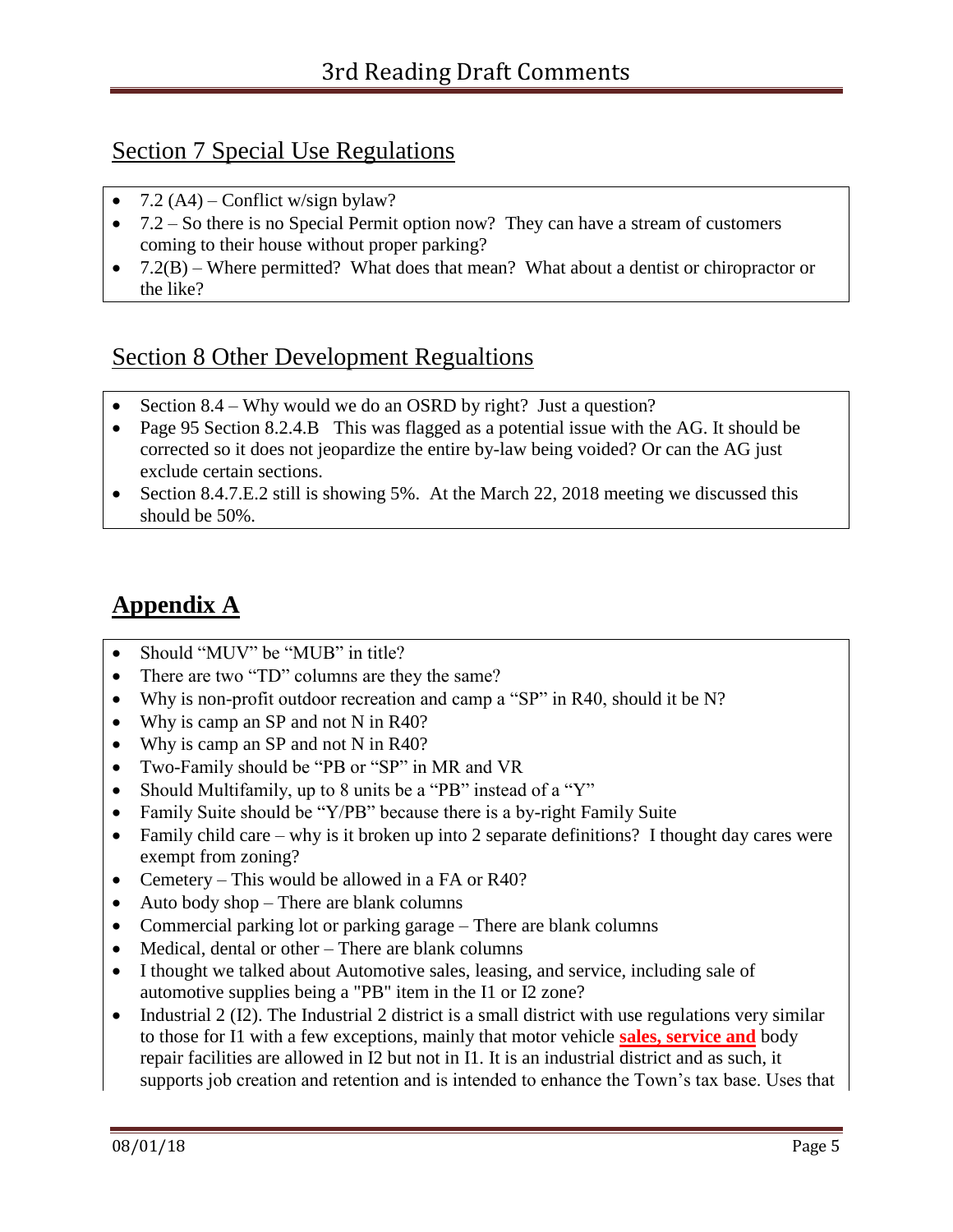## Section 7 Special Use Regulations

- 7.2 (A4) – Conflict w/sign bylaw?
- 7.2 – So there is no Special Permit option now? They can have a stream of customers coming to their house without proper parking?
- 7.2(B) – Where permitted? What does that mean? What about a dentist or chiropractor or the like?

## Section 8 Other Development Regualtions

- Section 8.4 – Why would we do an OSRD by right? Just a question?
- Page 95 Section 8.2.4.B This was flagged as a potential issue with the AG. It should be corrected so it does not jeopardize the entire by-law being voided? Or can the AG just exclude certain sections.
- Section 8.4.7.E.2 still is showing 5%. At the March 22, 2018 meeting we discussed this should be 50%.

## **Appendix A**

- Should "MUV" be "MUB" in title?
- There are two "TD" columns are they the same?
- Why is non-profit outdoor recreation and camp a "SP" in R40, should it be N?
- Why is camp an SP and not N in R40?
- Why is camp an SP and not N in R40?
- Two-Family should be "PB or "SP" in MR and VR
- Should Multifamily, up to 8 units be a "PB" instead of a "Y"
- Family Suite should be "Y/PB" because there is a by-right Family Suite
- Family child care – why is it broken up into 2 separate definitions? I thought day cares were exempt from zoning?
- Cemetery – This would be allowed in a FA or R40?
- Auto body shop – There are blank columns
- Commercial parking lot or parking garage – There are blank columns
- Medical, dental or other – There are blank columns
- I thought we talked about Automotive sales, leasing, and service, including sale of automotive supplies being a "PB" item in the I1 or I2 zone?
- Industrial 2 (I2). The Industrial 2 district is a small district with use regulations very similar to those for I1 with a few exceptions, mainly that motor vehicle **sales, service and** body repair facilities are allowed in I2 but not in I1. It is an industrial district and as such, it supports job creation and retention and is intended to enhance the Town's tax base. Uses that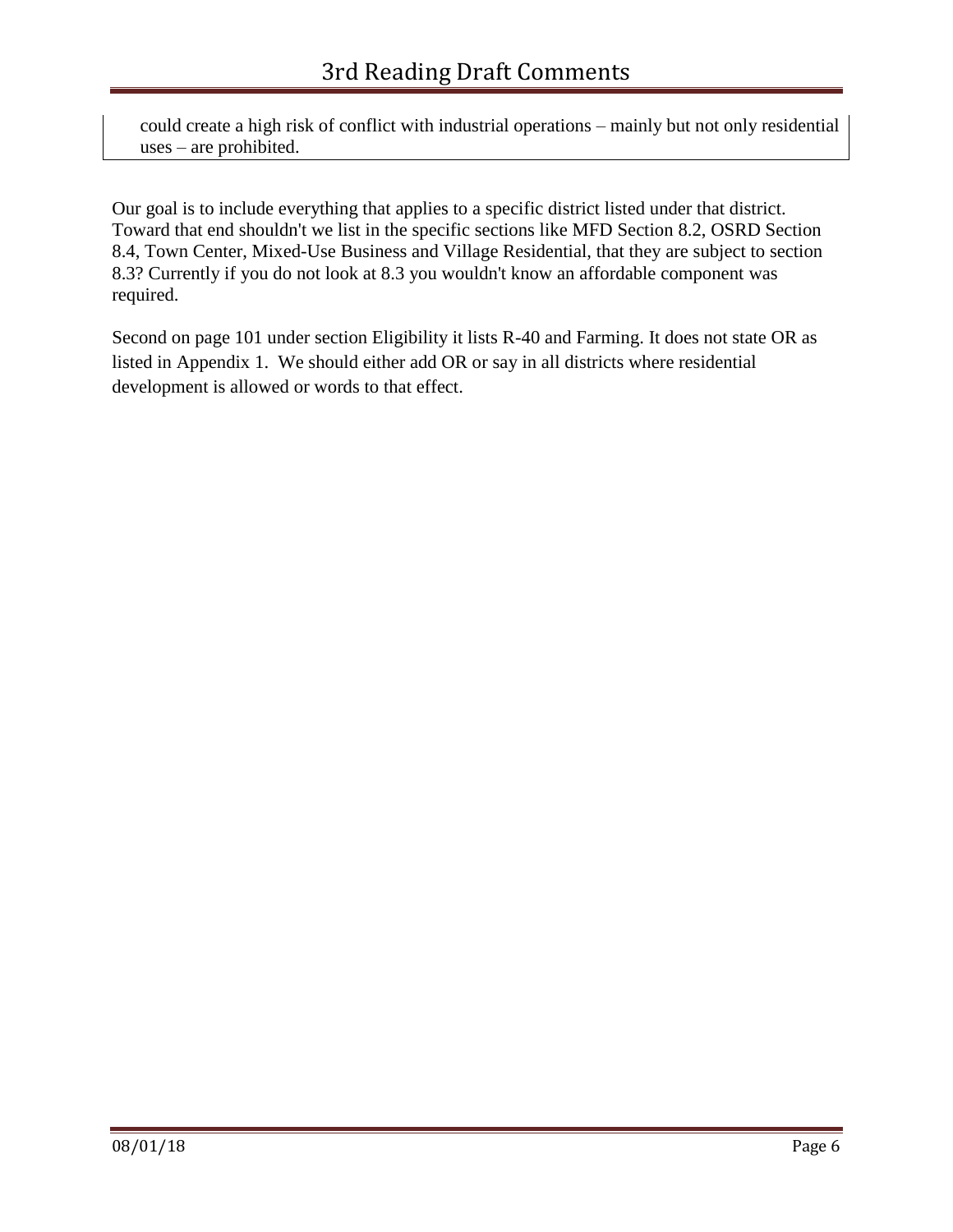could create a high risk of conflict with industrial operations – mainly but not only residential uses – are prohibited.

Our goal is to include everything that applies to a specific district listed under that district. Toward that end shouldn't we list in the specific sections like MFD Section 8.2, OSRD Section 8.4, Town Center, Mixed-Use Business and Village Residential, that they are subject to section 8.3? Currently if you do not look at 8.3 you wouldn't know an affordable component was required.

Second on page 101 under section Eligibility it lists R-40 and Farming. It does not state OR as listed in Appendix 1. We should either add OR or say in all districts where residential development is allowed or words to that effect.